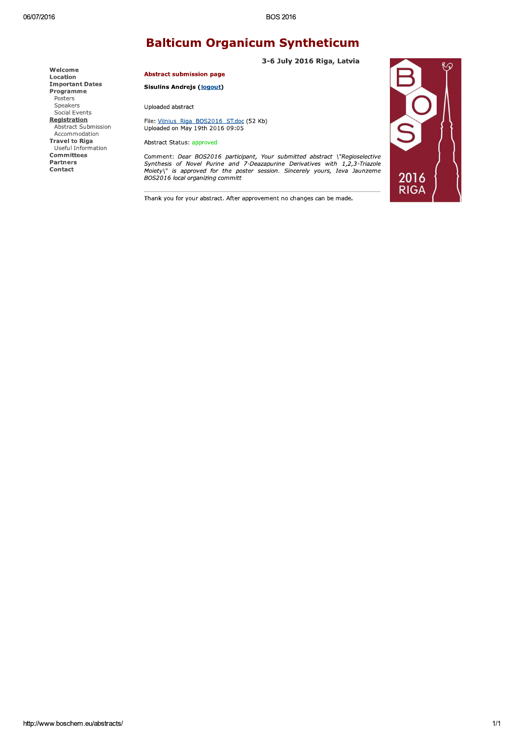# Balticum Organicum Syntheticum

**3-6 July 2016 Riga, Latvia**

- **Welcome**
- **Location**
- **Important Dates**
- **Programme**
  - Posters
  - Speakers
  - Social Events
- **Registration**
  - Abstract Submission
  - Accommodation
- **Travel to Riga**
  - Useful Information
- **Committees**
- **Partners**
- **Contact**

## Abstract submission page

**Sisulins Andrejs (logout)**

Uploaded abstract

File: Vilnius_Riga_BOS2016_ST.doc (52 Kb)
Uploaded on May 19th 2016 09:05

Abstract Status: approved

Comment: *Dear BOS2016 participant, Your submitted abstract \"Regioselective Synthesis of Novel Purine and 7-Deazapurine Derivatives with 1,2,3-Triazole Moiety\" is approved for the poster session. Sincerely yours, Ieva Jaunzeme BOS2016 local organizing committ*

---

Thank you for your abstract. After approvement no changes can be made.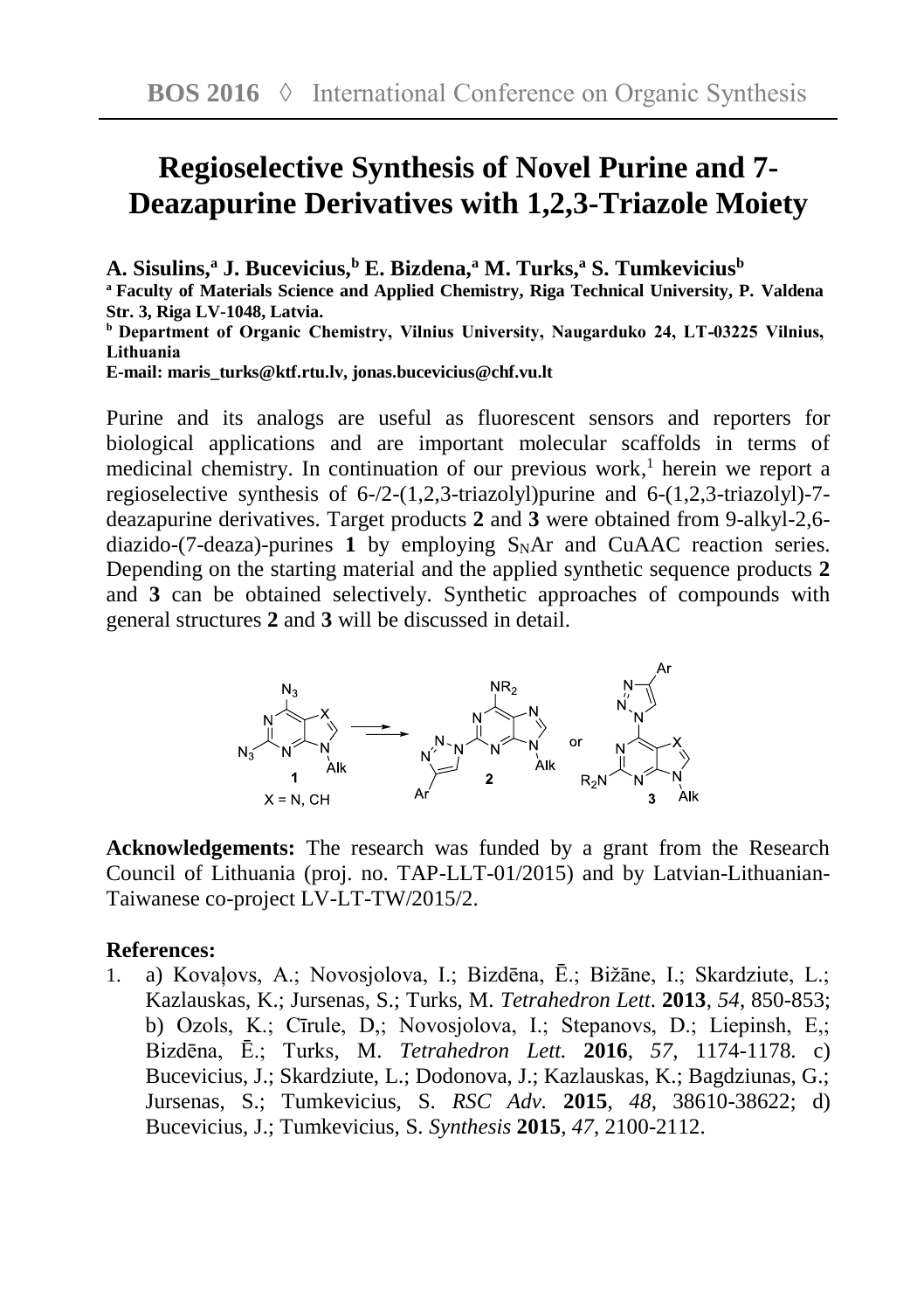# Regioselective Synthesis of Novel Purine and 7-Deazapurine Derivatives with 1,2,3-Triazole Moiety

**A. Sisulins,[a] J. Bucevicius,[b] E. Bizdena,[a] M. Turks,[a] S. Tumkevicius[b]**

**[a] Faculty of Materials Science and Applied Chemistry, Riga Technical University, P. Valdena Str. 3, Riga LV-1048, Latvia.**

**[b] Department of Organic Chemistry, Vilnius University, Naugarduko 24, LT-03225 Vilnius, Lithuania**

**E-mail: maris_turks@ktf.rtu.lv, jonas.bucevicius@chf.vu.lt**

Purine and its analogs are useful as fluorescent sensors and reporters for biological applications and are important molecular scaffolds in terms of medicinal chemistry. In continuation of our previous work,[1] herein we report a regioselective synthesis of 6-/2-(1,2,3-triazolyl)purine and 6-(1,2,3-triazolyl)-7-deazapurine derivatives. Target products **2** and **3** were obtained from 9-alkyl-2,6-diazido-(7-deaza)-purines **1** by employing $S_NAr$ and CuAAC reaction series. Depending on the starting material and the applied synthetic sequence products **2** and **3** can be obtained selectively. Synthetic approaches of compounds with general structures **2** and **3** will be discussed in detail.

$N_3$ $N_3$ X N Alk **1** X = N, CH

$NR_2$ N Ar **2** Alk

or

Ar N X $R_2N$ **3** Alk

**Acknowledgements:** The research was funded by a grant from the Research Council of Lithuania (proj. no. TAP-LLT-01/2015) and by Latvian-Lithuanian-Taiwanese co-project LV-LT-TW/2015/2.

**References:**

1. a) Kovaļovs, A.; Novosjolova, I.; Bizdēna, Ē.; Bižāne, I.; Skardziute, L.; Kazlauskas, K.; Jursenas, S.; Turks, M. *Tetrahedron Lett*. **2013**, *54*, 850-853; b) Ozols, K.; Cīrule, D,; Novosjolova, I.; Stepanovs, D.; Liepinsh, E,; Bizdēna, Ē.; Turks, M. *Tetrahedron Lett.* **2016**, *57*, 1174-1178. c) Bucevicius, J.; Skardziute, L.; Dodonova, J.; Kazlauskas, K.; Bagdziunas, G.; Jursenas, S.; Tumkevicius, S. *RSC Adv.* **2015**, *48*, 38610-38622; d) Bucevicius, J.; Tumkevicius, S. *Synthesis* **2015**, *47*, 2100-2112.